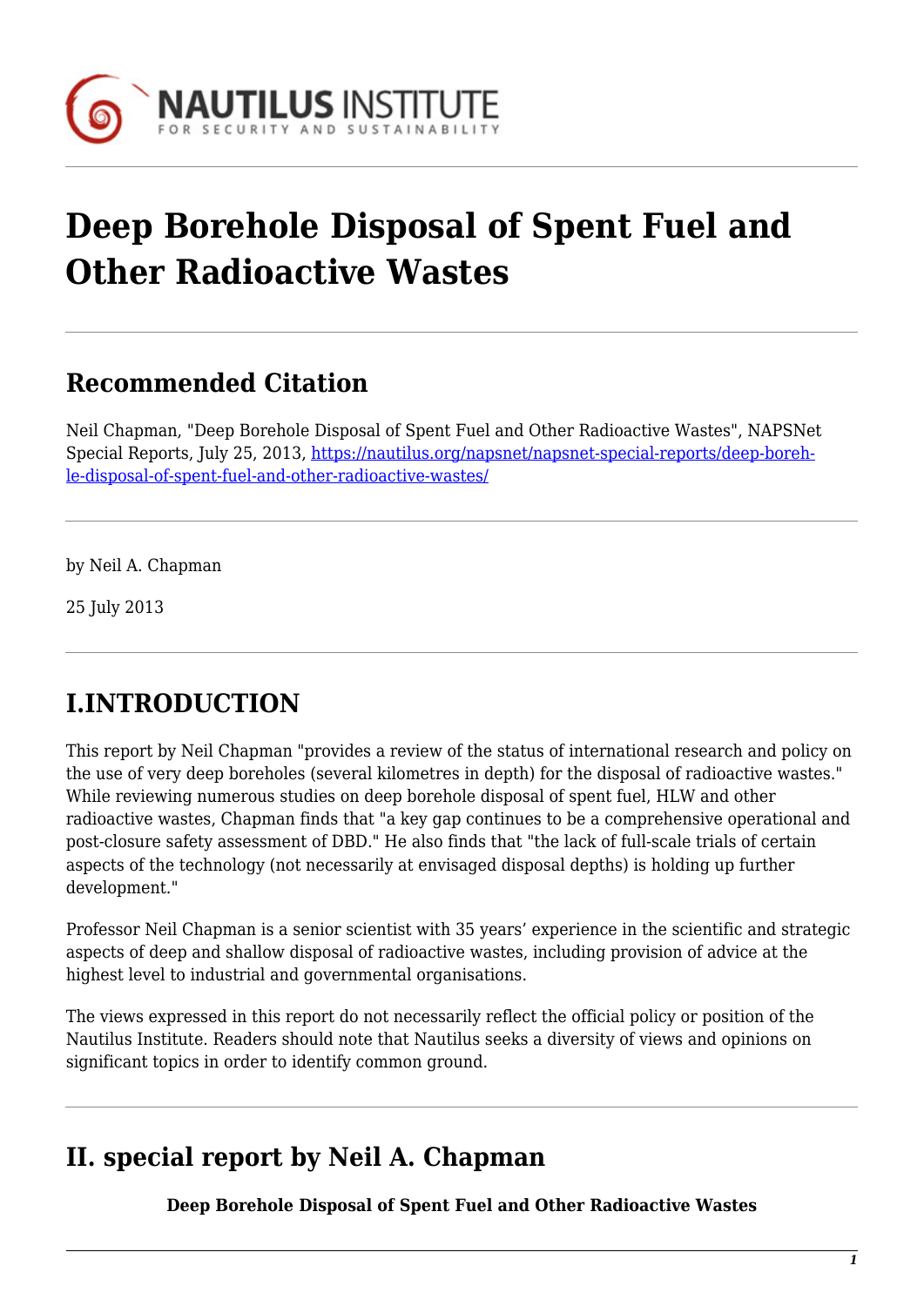# Deep Borehole Disposal of Spent Fuel and Other Radioactive Wastes

## Recommended Citation

Neil Chapman, "Deep Borehole Disposal of Spent Fuel and Other Radioactive Wastes", NAPSNet Special Reports, July 25, 2013, https://nautilus.org/napsnet/napsnet-special-reports/deep-borehole-disposal-of-spent-fuel-and-other-radioactive-wastes/

by Neil A. Chapman

25 July 2013

## I.INTRODUCTION

This report by Neil Chapman "provides a review of the status of international research and policy on the use of very deep boreholes (several kilometres in depth) for the disposal of radioactive wastes." While reviewing numerous studies on deep borehole disposal of spent fuel, HLW and other radioactive wastes, Chapman finds that "a key gap continues to be a comprehensive operational and post-closure safety assessment of DBD." He also finds that "the lack of full-scale trials of certain aspects of the technology (not necessarily at envisaged disposal depths) is holding up further development."

Professor Neil Chapman is a senior scientist with 35 years' experience in the scientific and strategic aspects of deep and shallow disposal of radioactive wastes, including provision of advice at the highest level to industrial and governmental organisations.

The views expressed in this report do not necessarily reflect the official policy or position of the Nautilus Institute. Readers should note that Nautilus seeks a diversity of views and opinions on significant topics in order to identify common ground.

## II. special report by Neil A. Chapman

**Deep Borehole Disposal of Spent Fuel and Other Radioactive Wastes**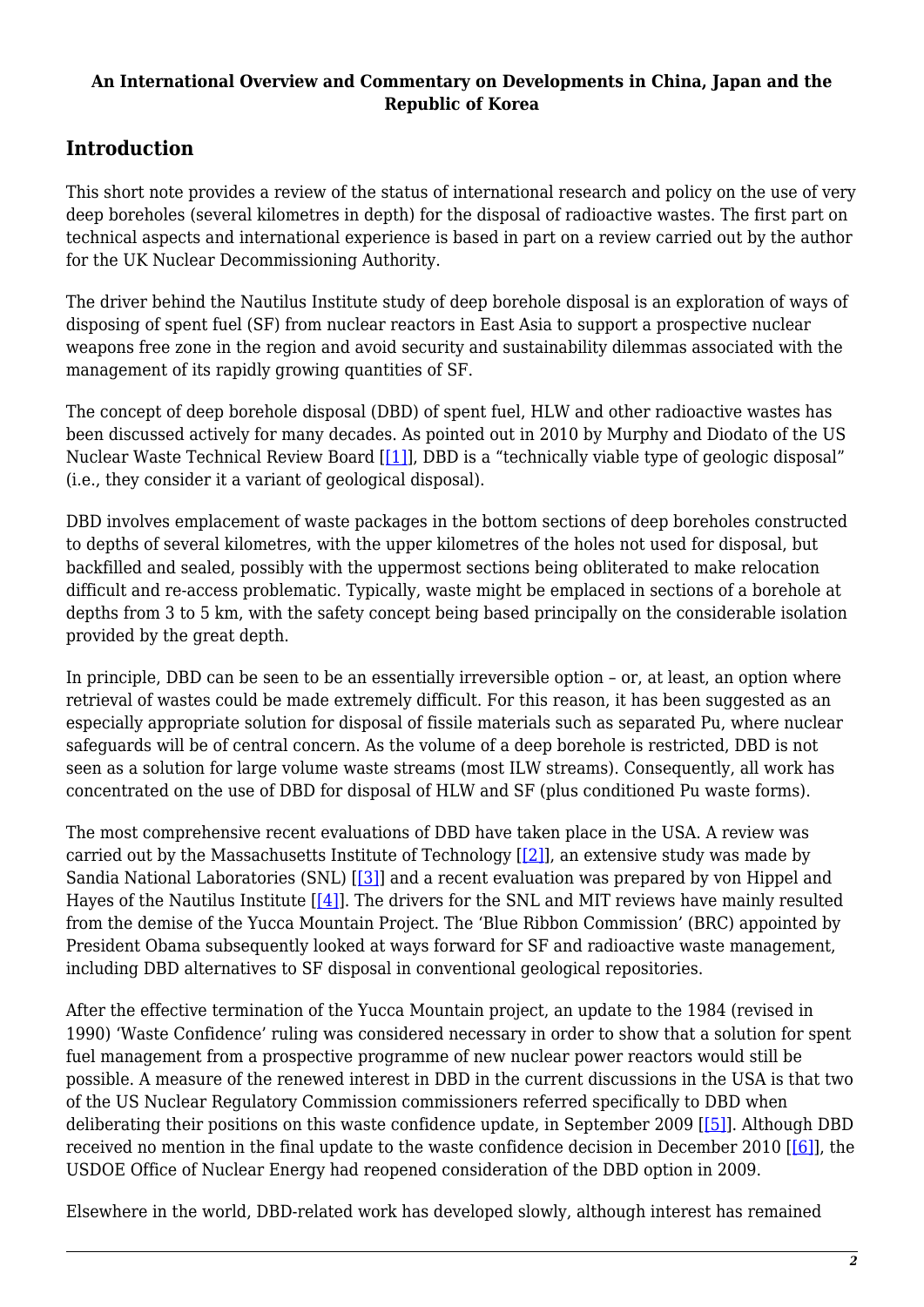**An International Overview and Commentary on Developments in China, Japan and the Republic of Korea**

## Introduction

This short note provides a review of the status of international research and policy on the use of very deep boreholes (several kilometres in depth) for the disposal of radioactive wastes. The first part on technical aspects and international experience is based in part on a review carried out by the author for the UK Nuclear Decommissioning Authority.

The driver behind the Nautilus Institute study of deep borehole disposal is an exploration of ways of disposing of spent fuel (SF) from nuclear reactors in East Asia to support a prospective nuclear weapons free zone in the region and avoid security and sustainability dilemmas associated with the management of its rapidly growing quantities of SF.

The concept of deep borehole disposal (DBD) of spent fuel, HLW and other radioactive wastes has been discussed actively for many decades. As pointed out in 2010 by Murphy and Diodato of the US Nuclear Waste Technical Review Board [[1]], DBD is a "technically viable type of geologic disposal" (i.e., they consider it a variant of geological disposal).

DBD involves emplacement of waste packages in the bottom sections of deep boreholes constructed to depths of several kilometres, with the upper kilometres of the holes not used for disposal, but backfilled and sealed, possibly with the uppermost sections being obliterated to make relocation difficult and re-access problematic. Typically, waste might be emplaced in sections of a borehole at depths from 3 to 5 km, with the safety concept being based principally on the considerable isolation provided by the great depth.

In principle, DBD can be seen to be an essentially irreversible option – or, at least, an option where retrieval of wastes could be made extremely difficult. For this reason, it has been suggested as an especially appropriate solution for disposal of fissile materials such as separated Pu, where nuclear safeguards will be of central concern. As the volume of a deep borehole is restricted, DBD is not seen as a solution for large volume waste streams (most ILW streams). Consequently, all work has concentrated on the use of DBD for disposal of HLW and SF (plus conditioned Pu waste forms).

The most comprehensive recent evaluations of DBD have taken place in the USA. A review was carried out by the Massachusetts Institute of Technology [[2]], an extensive study was made by Sandia National Laboratories (SNL) [[3]] and a recent evaluation was prepared by von Hippel and Hayes of the Nautilus Institute [[4]]. The drivers for the SNL and MIT reviews have mainly resulted from the demise of the Yucca Mountain Project. The 'Blue Ribbon Commission' (BRC) appointed by President Obama subsequently looked at ways forward for SF and radioactive waste management, including DBD alternatives to SF disposal in conventional geological repositories.

After the effective termination of the Yucca Mountain project, an update to the 1984 (revised in 1990) 'Waste Confidence' ruling was considered necessary in order to show that a solution for spent fuel management from a prospective programme of new nuclear power reactors would still be possible. A measure of the renewed interest in DBD in the current discussions in the USA is that two of the US Nuclear Regulatory Commission commissioners referred specifically to DBD when deliberating their positions on this waste confidence update, in September 2009 [[5]]. Although DBD received no mention in the final update to the waste confidence decision in December 2010 [[6]], the USDOE Office of Nuclear Energy had reopened consideration of the DBD option in 2009.

Elsewhere in the world, DBD-related work has developed slowly, although interest has remained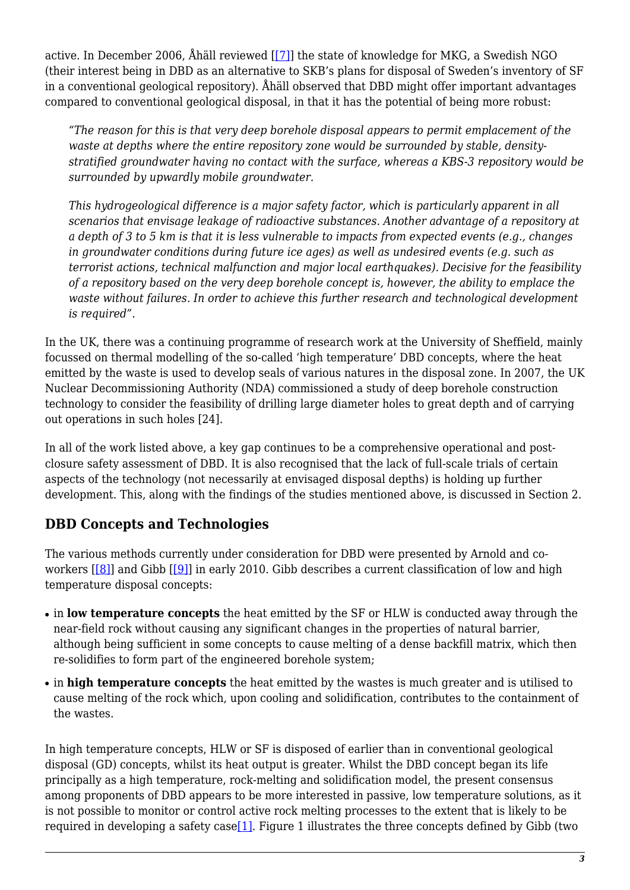active. In December 2006, Åhäll reviewed [[7]] the state of knowledge for MKG, a Swedish NGO (their interest being in DBD as an alternative to SKB's plans for disposal of Sweden's inventory of SF in a conventional geological repository). Åhäll observed that DBD might offer important advantages compared to conventional geological disposal, in that it has the potential of being more robust:

> *"The reason for this is that very deep borehole disposal appears to permit emplacement of the waste at depths where the entire repository zone would be surrounded by stable, density-stratified groundwater having no contact with the surface, whereas a KBS-3 repository would be surrounded by upwardly mobile groundwater.*
>
> *This hydrogeological difference is a major safety factor, which is particularly apparent in all scenarios that envisage leakage of radioactive substances. Another advantage of a repository at a depth of 3 to 5 km is that it is less vulnerable to impacts from expected events (e.g., changes in groundwater conditions during future ice ages) as well as undesired events (e.g. such as terrorist actions, technical malfunction and major local earthquakes). Decisive for the feasibility of a repository based on the very deep borehole concept is, however, the ability to emplace the waste without failures. In order to achieve this further research and technological development is required".*

In the UK, there was a continuing programme of research work at the University of Sheffield, mainly focussed on thermal modelling of the so-called 'high temperature' DBD concepts, where the heat emitted by the waste is used to develop seals of various natures in the disposal zone. In 2007, the UK Nuclear Decommissioning Authority (NDA) commissioned a study of deep borehole construction technology to consider the feasibility of drilling large diameter holes to great depth and of carrying out operations in such holes [24].

In all of the work listed above, a key gap continues to be a comprehensive operational and post-closure safety assessment of DBD. It is also recognised that the lack of full-scale trials of certain aspects of the technology (not necessarily at envisaged disposal depths) is holding up further development. This, along with the findings of the studies mentioned above, is discussed in Section 2.

## DBD Concepts and Technologies

The various methods currently under consideration for DBD were presented by Arnold and co-workers [[8]] and Gibb [[9]] in early 2010. Gibb describes a current classification of low and high temperature disposal concepts:

- in **low temperature concepts** the heat emitted by the SF or HLW is conducted away through the near-field rock without causing any significant changes in the properties of natural barrier, although being sufficient in some concepts to cause melting of a dense backfill matrix, which then re-solidifies to form part of the engineered borehole system;
- in **high temperature concepts** the heat emitted by the wastes is much greater and is utilised to cause melting of the rock which, upon cooling and solidification, contributes to the containment of the wastes.

In high temperature concepts, HLW or SF is disposed of earlier than in conventional geological disposal (GD) concepts, whilst its heat output is greater. Whilst the DBD concept began its life principally as a high temperature, rock-melting and solidification model, the present consensus among proponents of DBD appears to be more interested in passive, low temperature solutions, as it is not possible to monitor or control active rock melting processes to the extent that is likely to be required in developing a safety case[1]. Figure 1 illustrates the three concepts defined by Gibb (two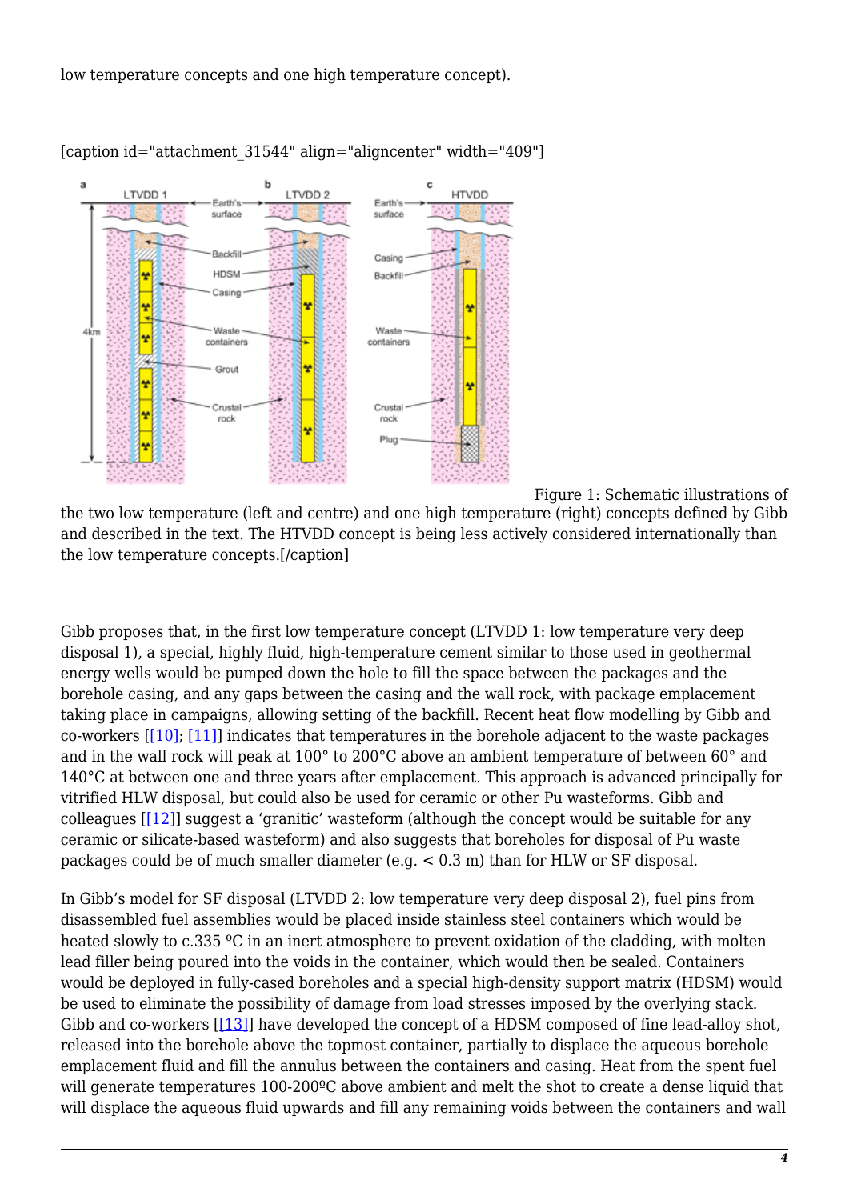low temperature concepts and one high temperature concept).

[caption id="attachment_31544" align="aligncenter" width="409"]

Figure 1: Schematic illustrations of the two low temperature (left and centre) and one high temperature (right) concepts defined by Gibb and described in the text. The HTVDD concept is being less actively considered internationally than the low temperature concepts.[/caption]

Gibb proposes that, in the first low temperature concept (LTVDD 1: low temperature very deep disposal 1), a special, highly fluid, high-temperature cement similar to those used in geothermal energy wells would be pumped down the hole to fill the space between the packages and the borehole casing, and any gaps between the casing and the wall rock, with package emplacement taking place in campaigns, allowing setting of the backfill. Recent heat flow modelling by Gibb and co-workers [[10]; [11]] indicates that temperatures in the borehole adjacent to the waste packages and in the wall rock will peak at 100° to 200°C above an ambient temperature of between 60° and 140°C at between one and three years after emplacement. This approach is advanced principally for vitrified HLW disposal, but could also be used for ceramic or other Pu wasteforms. Gibb and colleagues [[12]] suggest a 'granitic' wasteform (although the concept would be suitable for any ceramic or silicate-based wasteform) and also suggests that boreholes for disposal of Pu waste packages could be of much smaller diameter (e.g. < 0.3 m) than for HLW or SF disposal.

In Gibb's model for SF disposal (LTVDD 2: low temperature very deep disposal 2), fuel pins from disassembled fuel assemblies would be placed inside stainless steel containers which would be heated slowly to c.335 ºC in an inert atmosphere to prevent oxidation of the cladding, with molten lead filler being poured into the voids in the container, which would then be sealed. Containers would be deployed in fully-cased boreholes and a special high-density support matrix (HDSM) would be used to eliminate the possibility of damage from load stresses imposed by the overlying stack. Gibb and co-workers [[13]] have developed the concept of a HDSM composed of fine lead-alloy shot, released into the borehole above the topmost container, partially to displace the aqueous borehole emplacement fluid and fill the annulus between the containers and casing. Heat from the spent fuel will generate temperatures 100-200ºC above ambient and melt the shot to create a dense liquid that will displace the aqueous fluid upwards and fill any remaining voids between the containers and wall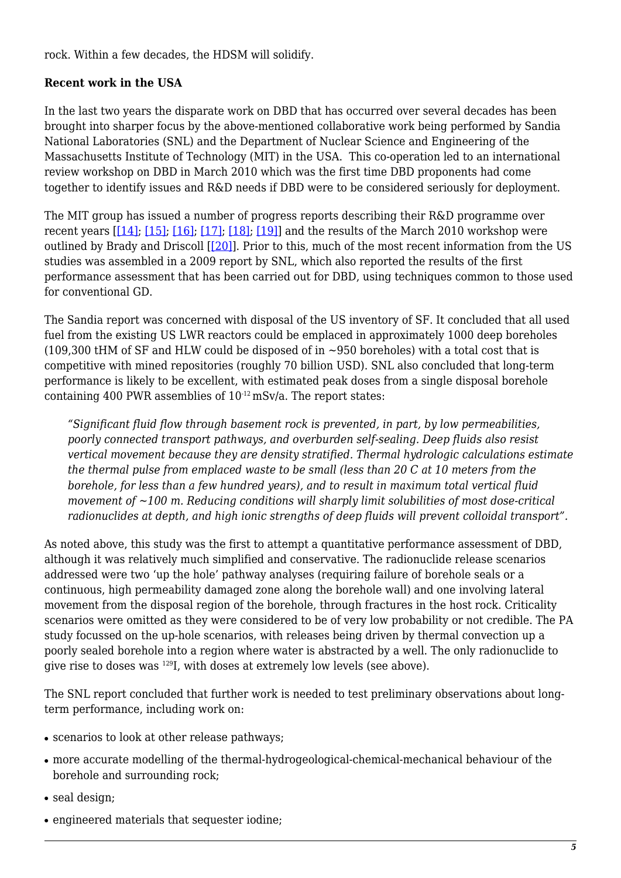rock. Within a few decades, the HDSM will solidify.

**Recent work in the USA**

In the last two years the disparate work on DBD that has occurred over several decades has been brought into sharper focus by the above-mentioned collaborative work being performed by Sandia National Laboratories (SNL) and the Department of Nuclear Science and Engineering of the Massachusetts Institute of Technology (MIT) in the USA. This co-operation led to an international review workshop on DBD in March 2010 which was the first time DBD proponents had come together to identify issues and R&D needs if DBD were to be considered seriously for deployment.

The MIT group has issued a number of progress reports describing their R&D programme over recent years [[14]; [15]; [16]; [17]; [18]; [19]] and the results of the March 2010 workshop were outlined by Brady and Driscoll [[20]]. Prior to this, much of the most recent information from the US studies was assembled in a 2009 report by SNL, which also reported the results of the first performance assessment that has been carried out for DBD, using techniques common to those used for conventional GD.

The Sandia report was concerned with disposal of the US inventory of SF. It concluded that all used fuel from the existing US LWR reactors could be emplaced in approximately 1000 deep boreholes (109,300 tHM of SF and HLW could be disposed of in ~950 boreholes) with a total cost that is competitive with mined repositories (roughly 70 billion USD). SNL also concluded that long-term performance is likely to be excellent, with estimated peak doses from a single disposal borehole containing 400 PWR assemblies of $10^{-12}$ mSv/a. The report states:

> *"Significant fluid flow through basement rock is prevented, in part, by low permeabilities, poorly connected transport pathways, and overburden self-sealing. Deep fluids also resist vertical movement because they are density stratified. Thermal hydrologic calculations estimate the thermal pulse from emplaced waste to be small (less than 20 C at 10 meters from the borehole, for less than a few hundred years), and to result in maximum total vertical fluid movement of ~100 m. Reducing conditions will sharply limit solubilities of most dose-critical radionuclides at depth, and high ionic strengths of deep fluids will prevent colloidal transport".*

As noted above, this study was the first to attempt a quantitative performance assessment of DBD, although it was relatively much simplified and conservative. The radionuclide release scenarios addressed were two 'up the hole' pathway analyses (requiring failure of borehole seals or a continuous, high permeability damaged zone along the borehole wall) and one involving lateral movement from the disposal region of the borehole, through fractures in the host rock. Criticality scenarios were omitted as they were considered to be of very low probability or not credible. The PA study focussed on the up-hole scenarios, with releases being driven by thermal convection up a poorly sealed borehole into a region where water is abstracted by a well. The only radionuclide to give rise to doses was $^{129}$I, with doses at extremely low levels (see above).

The SNL report concluded that further work is needed to test preliminary observations about long-term performance, including work on:

- scenarios to look at other release pathways;
- more accurate modelling of the thermal-hydrogeological-chemical-mechanical behaviour of the borehole and surrounding rock;
- seal design;
- engineered materials that sequester iodine;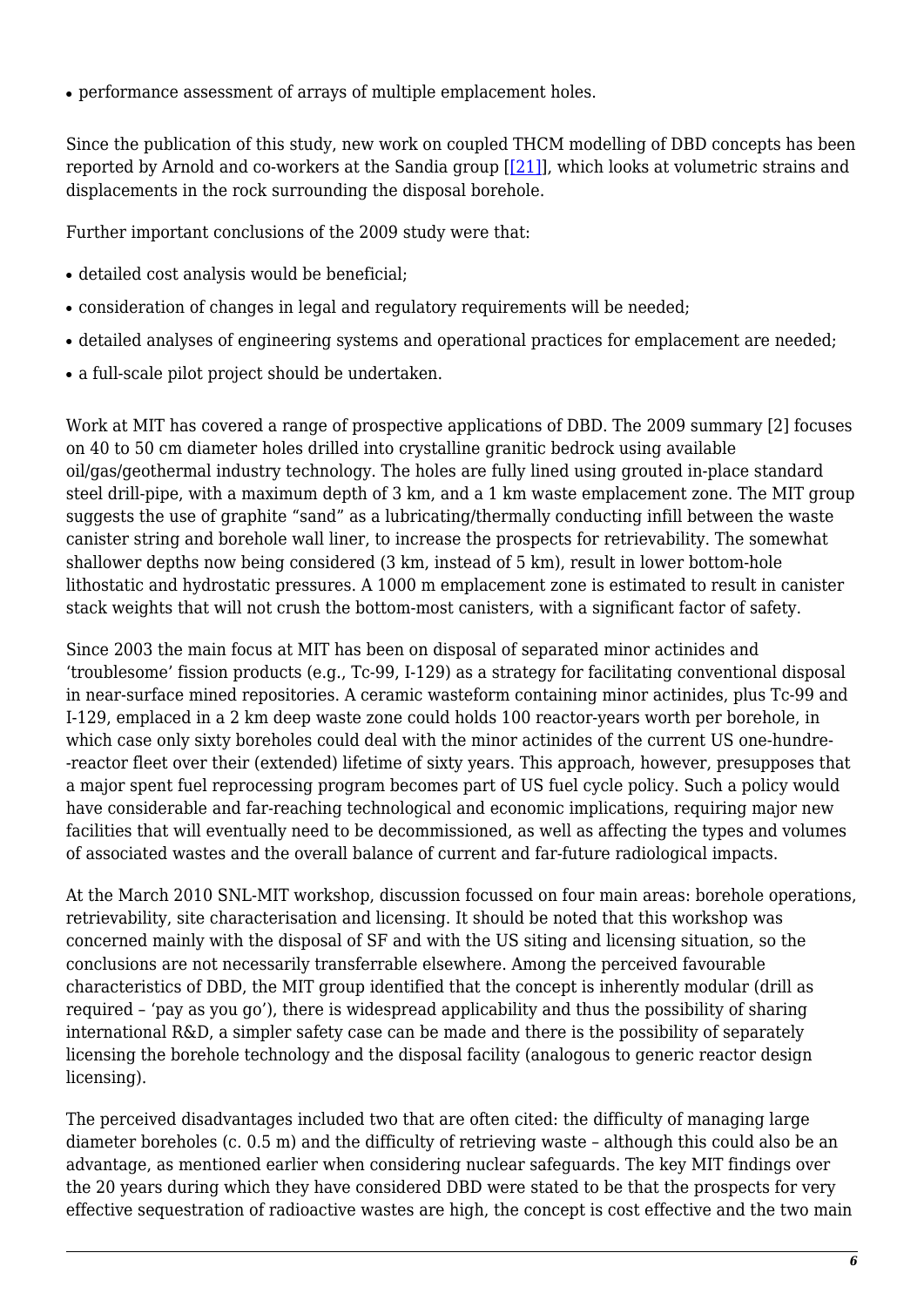- performance assessment of arrays of multiple emplacement holes.

Since the publication of this study, new work on coupled THCM modelling of DBD concepts has been reported by Arnold and co-workers at the Sandia group [[21]], which looks at volumetric strains and displacements in the rock surrounding the disposal borehole.

Further important conclusions of the 2009 study were that:

- detailed cost analysis would be beneficial;
- consideration of changes in legal and regulatory requirements will be needed;
- detailed analyses of engineering systems and operational practices for emplacement are needed;
- a full-scale pilot project should be undertaken.

Work at MIT has covered a range of prospective applications of DBD. The 2009 summary [2] focuses on 40 to 50 cm diameter holes drilled into crystalline granitic bedrock using available oil/gas/geothermal industry technology. The holes are fully lined using grouted in-place standard steel drill-pipe, with a maximum depth of 3 km, and a 1 km waste emplacement zone. The MIT group suggests the use of graphite "sand" as a lubricating/thermally conducting infill between the waste canister string and borehole wall liner, to increase the prospects for retrievability. The somewhat shallower depths now being considered (3 km, instead of 5 km), result in lower bottom-hole lithostatic and hydrostatic pressures. A 1000 m emplacement zone is estimated to result in canister stack weights that will not crush the bottom-most canisters, with a significant factor of safety.

Since 2003 the main focus at MIT has been on disposal of separated minor actinides and 'troublesome' fission products (e.g., Tc-99, I-129) as a strategy for facilitating conventional disposal in near-surface mined repositories. A ceramic wasteform containing minor actinides, plus Tc-99 and I-129, emplaced in a 2 km deep waste zone could holds 100 reactor-years worth per borehole, in which case only sixty boreholes could deal with the minor actinides of the current US one-hundre--reactor fleet over their (extended) lifetime of sixty years. This approach, however, presupposes that a major spent fuel reprocessing program becomes part of US fuel cycle policy. Such a policy would have considerable and far-reaching technological and economic implications, requiring major new facilities that will eventually need to be decommissioned, as well as affecting the types and volumes of associated wastes and the overall balance of current and far-future radiological impacts.

At the March 2010 SNL-MIT workshop, discussion focussed on four main areas: borehole operations, retrievability, site characterisation and licensing. It should be noted that this workshop was concerned mainly with the disposal of SF and with the US siting and licensing situation, so the conclusions are not necessarily transferrable elsewhere. Among the perceived favourable characteristics of DBD, the MIT group identified that the concept is inherently modular (drill as required – 'pay as you go'), there is widespread applicability and thus the possibility of sharing international R&D, a simpler safety case can be made and there is the possibility of separately licensing the borehole technology and the disposal facility (analogous to generic reactor design licensing).

The perceived disadvantages included two that are often cited: the difficulty of managing large diameter boreholes (c. 0.5 m) and the difficulty of retrieving waste – although this could also be an advantage, as mentioned earlier when considering nuclear safeguards. The key MIT findings over the 20 years during which they have considered DBD were stated to be that the prospects for very effective sequestration of radioactive wastes are high, the concept is cost effective and the two main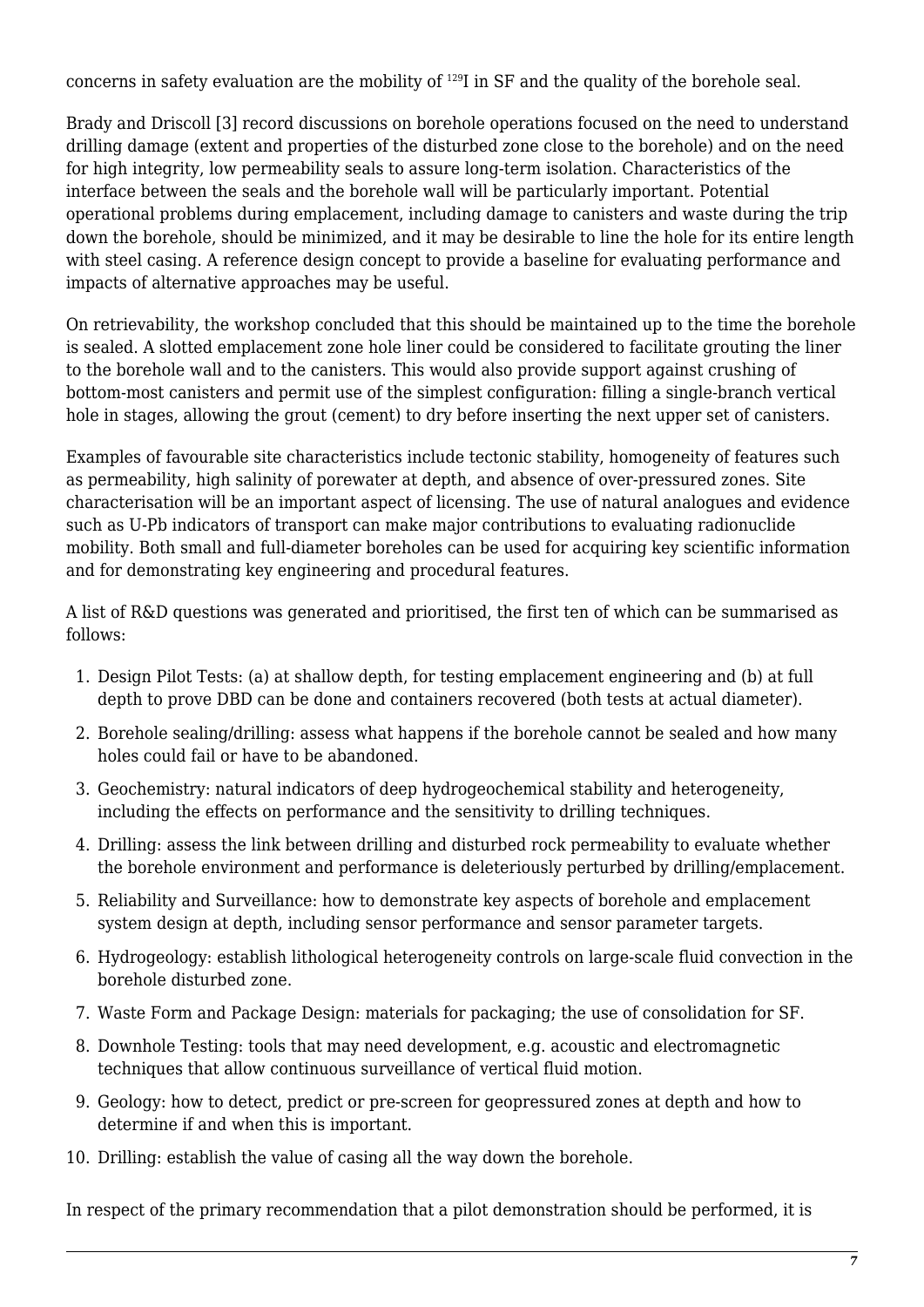concerns in safety evaluation are the mobility of $^{129}I$ in SF and the quality of the borehole seal.

Brady and Driscoll [3] record discussions on borehole operations focused on the need to understand drilling damage (extent and properties of the disturbed zone close to the borehole) and on the need for high integrity, low permeability seals to assure long-term isolation. Characteristics of the interface between the seals and the borehole wall will be particularly important. Potential operational problems during emplacement, including damage to canisters and waste during the trip down the borehole, should be minimized, and it may be desirable to line the hole for its entire length with steel casing. A reference design concept to provide a baseline for evaluating performance and impacts of alternative approaches may be useful.

On retrievability, the workshop concluded that this should be maintained up to the time the borehole is sealed. A slotted emplacement zone hole liner could be considered to facilitate grouting the liner to the borehole wall and to the canisters. This would also provide support against crushing of bottom-most canisters and permit use of the simplest configuration: filling a single-branch vertical hole in stages, allowing the grout (cement) to dry before inserting the next upper set of canisters.

Examples of favourable site characteristics include tectonic stability, homogeneity of features such as permeability, high salinity of porewater at depth, and absence of over-pressured zones. Site characterisation will be an important aspect of licensing. The use of natural analogues and evidence such as U-Pb indicators of transport can make major contributions to evaluating radionuclide mobility. Both small and full-diameter boreholes can be used for acquiring key scientific information and for demonstrating key engineering and procedural features.

A list of R&D questions was generated and prioritised, the first ten of which can be summarised as follows:

1. Design Pilot Tests: (a) at shallow depth, for testing emplacement engineering and (b) at full depth to prove DBD can be done and containers recovered (both tests at actual diameter).
2. Borehole sealing/drilling: assess what happens if the borehole cannot be sealed and how many holes could fail or have to be abandoned.
3. Geochemistry: natural indicators of deep hydrogeochemical stability and heterogeneity, including the effects on performance and the sensitivity to drilling techniques.
4. Drilling: assess the link between drilling and disturbed rock permeability to evaluate whether the borehole environment and performance is deleteriously perturbed by drilling/emplacement.
5. Reliability and Surveillance: how to demonstrate key aspects of borehole and emplacement system design at depth, including sensor performance and sensor parameter targets.
6. Hydrogeology: establish lithological heterogeneity controls on large-scale fluid convection in the borehole disturbed zone.
7. Waste Form and Package Design: materials for packaging; the use of consolidation for SF.
8. Downhole Testing: tools that may need development, e.g. acoustic and electromagnetic techniques that allow continuous surveillance of vertical fluid motion.
9. Geology: how to detect, predict or pre-screen for geopressured zones at depth and how to determine if and when this is important.
10. Drilling: establish the value of casing all the way down the borehole.

In respect of the primary recommendation that a pilot demonstration should be performed, it is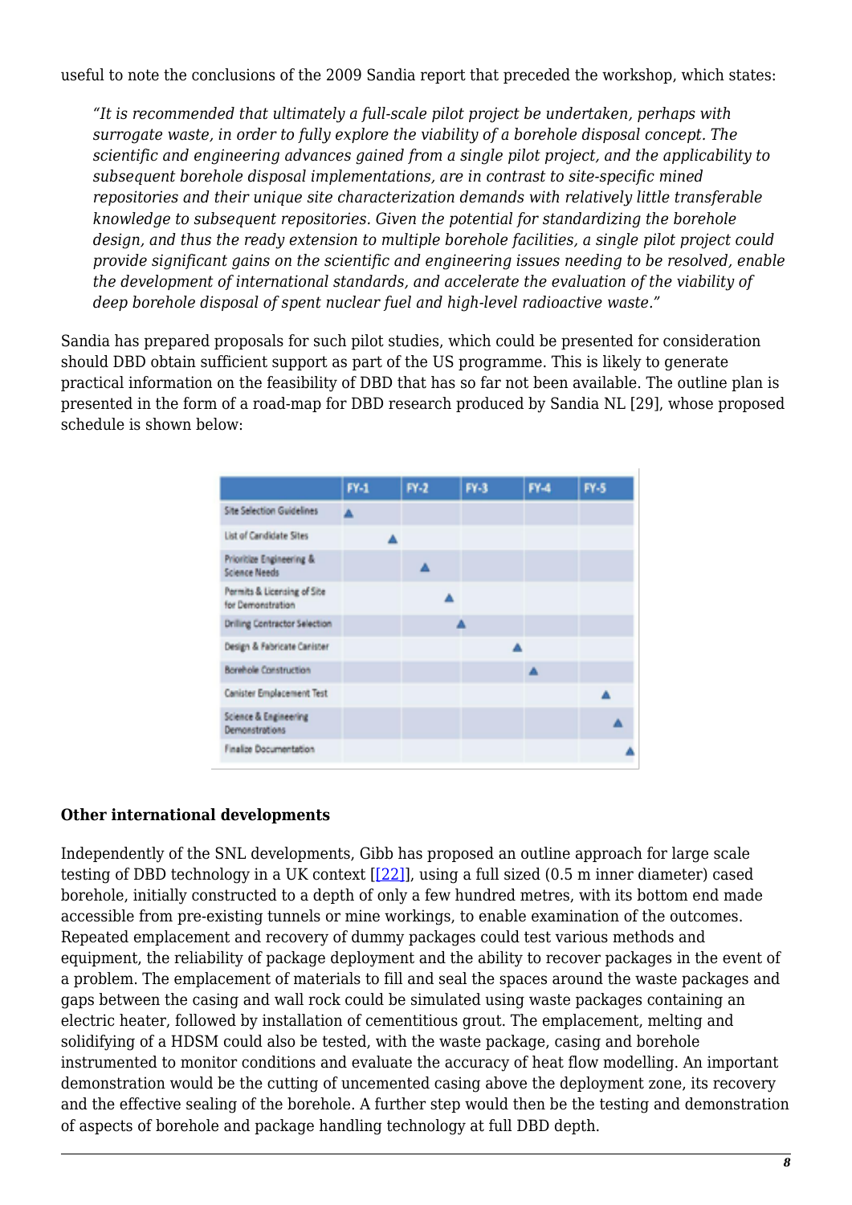useful to note the conclusions of the 2009 Sandia report that preceded the workshop, which states:

> *"It is recommended that ultimately a full-scale pilot project be undertaken, perhaps with surrogate waste, in order to fully explore the viability of a borehole disposal concept. The scientific and engineering advances gained from a single pilot project, and the applicability to subsequent borehole disposal implementations, are in contrast to site-specific mined repositories and their unique site characterization demands with relatively little transferable knowledge to subsequent repositories. Given the potential for standardizing the borehole design, and thus the ready extension to multiple borehole facilities, a single pilot project could provide significant gains on the scientific and engineering issues needing to be resolved, enable the development of international standards, and accelerate the evaluation of the viability of deep borehole disposal of spent nuclear fuel and high-level radioactive waste."*

Sandia has prepared proposals for such pilot studies, which could be presented for consideration should DBD obtain sufficient support as part of the US programme. This is likely to generate practical information on the feasibility of DBD that has so far not been available. The outline plan is presented in the form of a road-map for DBD research produced by Sandia NL [29], whose proposed schedule is shown below:

| | FY-1 | FY-2 | FY-3 | FY-4 | FY-5 |
|---|---|---|---|---|---|
| Site Selection Guidelines | ▲ | | | | |
| List of Candidate Sites | ▲ | | | | |
| Prioritize Engineering & Science Needs | | ▲ | | | |
| Permits & Licensing of Site for Demonstration | | ▲ | | | |
| Drilling Contractor Selection | | ▲ | | | |
| Design & Fabricate Canister | | | ▲ | | |
| Borehole Construction | | | | ▲ | |
| Canister Emplacement Test | | | | | ▲ |
| Science & Engineering Demonstrations | | | | | ▲ |
| Finalize Documentation | | | | | ▲ |

**Other international developments**

Independently of the SNL developments, Gibb has proposed an outline approach for large scale testing of DBD technology in a UK context [[22]], using a full sized (0.5 m inner diameter) cased borehole, initially constructed to a depth of only a few hundred metres, with its bottom end made accessible from pre-existing tunnels or mine workings, to enable examination of the outcomes. Repeated emplacement and recovery of dummy packages could test various methods and equipment, the reliability of package deployment and the ability to recover packages in the event of a problem. The emplacement of materials to fill and seal the spaces around the waste packages and gaps between the casing and wall rock could be simulated using waste packages containing an electric heater, followed by installation of cementitious grout. The emplacement, melting and solidifying of a HDSM could also be tested, with the waste package, casing and borehole instrumented to monitor conditions and evaluate the accuracy of heat flow modelling. An important demonstration would be the cutting of uncemented casing above the deployment zone, its recovery and the effective sealing of the borehole. A further step would then be the testing and demonstration of aspects of borehole and package handling technology at full DBD depth.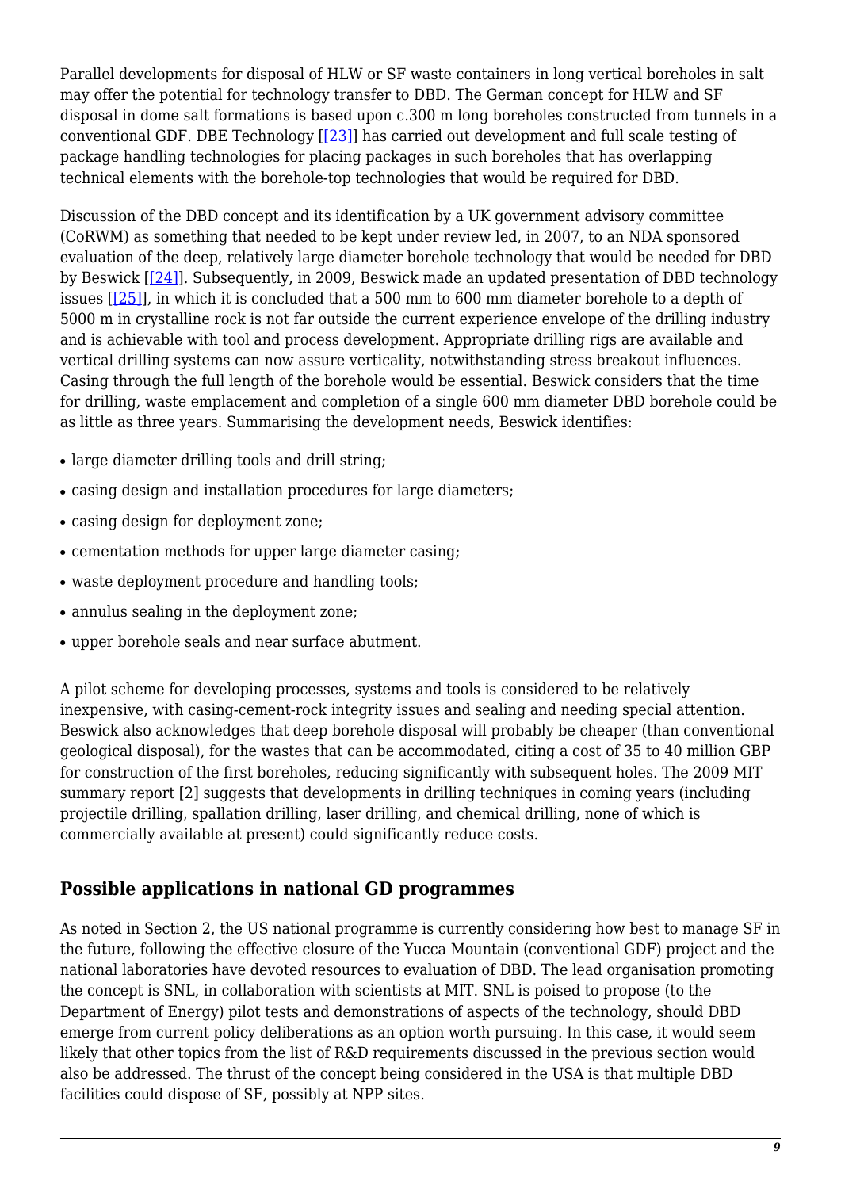Parallel developments for disposal of HLW or SF waste containers in long vertical boreholes in salt may offer the potential for technology transfer to DBD. The German concept for HLW and SF disposal in dome salt formations is based upon c.300 m long boreholes constructed from tunnels in a conventional GDF. DBE Technology [[23]] has carried out development and full scale testing of package handling technologies for placing packages in such boreholes that has overlapping technical elements with the borehole-top technologies that would be required for DBD.

Discussion of the DBD concept and its identification by a UK government advisory committee (CoRWM) as something that needed to be kept under review led, in 2007, to an NDA sponsored evaluation of the deep, relatively large diameter borehole technology that would be needed for DBD by Beswick [[24]]. Subsequently, in 2009, Beswick made an updated presentation of DBD technology issues [[25]], in which it is concluded that a 500 mm to 600 mm diameter borehole to a depth of 5000 m in crystalline rock is not far outside the current experience envelope of the drilling industry and is achievable with tool and process development. Appropriate drilling rigs are available and vertical drilling systems can now assure verticality, notwithstanding stress breakout influences. Casing through the full length of the borehole would be essential. Beswick considers that the time for drilling, waste emplacement and completion of a single 600 mm diameter DBD borehole could be as little as three years. Summarising the development needs, Beswick identifies:

- large diameter drilling tools and drill string;
- casing design and installation procedures for large diameters;
- casing design for deployment zone;
- cementation methods for upper large diameter casing;
- waste deployment procedure and handling tools;
- annulus sealing in the deployment zone;
- upper borehole seals and near surface abutment.

A pilot scheme for developing processes, systems and tools is considered to be relatively inexpensive, with casing-cement-rock integrity issues and sealing and needing special attention. Beswick also acknowledges that deep borehole disposal will probably be cheaper (than conventional geological disposal), for the wastes that can be accommodated, citing a cost of 35 to 40 million GBP for construction of the first boreholes, reducing significantly with subsequent holes. The 2009 MIT summary report [2] suggests that developments in drilling techniques in coming years (including projectile drilling, spallation drilling, laser drilling, and chemical drilling, none of which is commercially available at present) could significantly reduce costs.

## Possible applications in national GD programmes

As noted in Section 2, the US national programme is currently considering how best to manage SF in the future, following the effective closure of the Yucca Mountain (conventional GDF) project and the national laboratories have devoted resources to evaluation of DBD. The lead organisation promoting the concept is SNL, in collaboration with scientists at MIT. SNL is poised to propose (to the Department of Energy) pilot tests and demonstrations of aspects of the technology, should DBD emerge from current policy deliberations as an option worth pursuing. In this case, it would seem likely that other topics from the list of R&D requirements discussed in the previous section would also be addressed. The thrust of the concept being considered in the USA is that multiple DBD facilities could dispose of SF, possibly at NPP sites.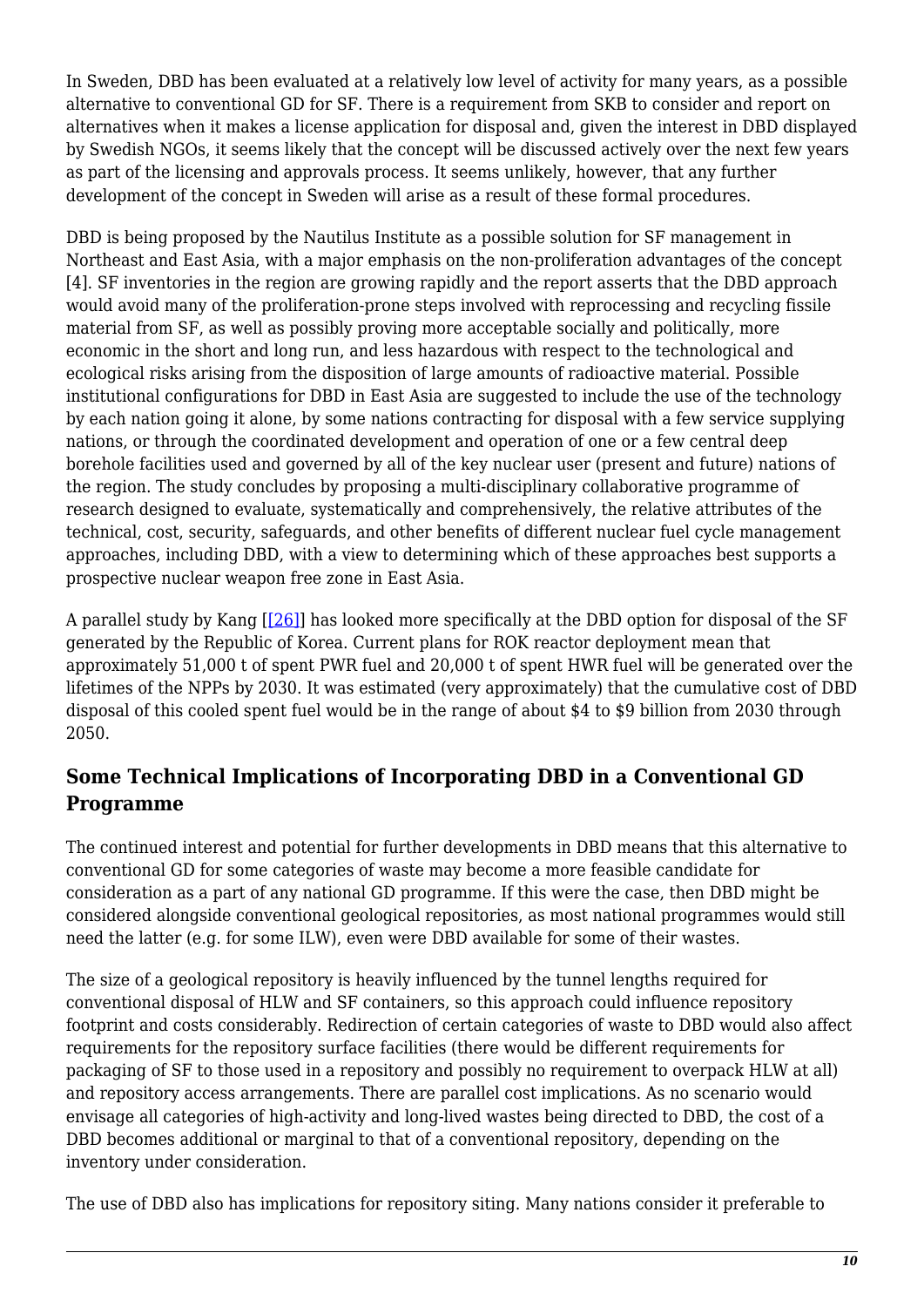In Sweden, DBD has been evaluated at a relatively low level of activity for many years, as a possible alternative to conventional GD for SF. There is a requirement from SKB to consider and report on alternatives when it makes a license application for disposal and, given the interest in DBD displayed by Swedish NGOs, it seems likely that the concept will be discussed actively over the next few years as part of the licensing and approvals process. It seems unlikely, however, that any further development of the concept in Sweden will arise as a result of these formal procedures.

DBD is being proposed by the Nautilus Institute as a possible solution for SF management in Northeast and East Asia, with a major emphasis on the non-proliferation advantages of the concept [4]. SF inventories in the region are growing rapidly and the report asserts that the DBD approach would avoid many of the proliferation-prone steps involved with reprocessing and recycling fissile material from SF, as well as possibly proving more acceptable socially and politically, more economic in the short and long run, and less hazardous with respect to the technological and ecological risks arising from the disposition of large amounts of radioactive material. Possible institutional configurations for DBD in East Asia are suggested to include the use of the technology by each nation going it alone, by some nations contracting for disposal with a few service supplying nations, or through the coordinated development and operation of one or a few central deep borehole facilities used and governed by all of the key nuclear user (present and future) nations of the region. The study concludes by proposing a multi-disciplinary collaborative programme of research designed to evaluate, systematically and comprehensively, the relative attributes of the technical, cost, security, safeguards, and other benefits of different nuclear fuel cycle management approaches, including DBD, with a view to determining which of these approaches best supports a prospective nuclear weapon free zone in East Asia.

A parallel study by Kang [[26]] has looked more specifically at the DBD option for disposal of the SF generated by the Republic of Korea. Current plans for ROK reactor deployment mean that approximately 51,000 t of spent PWR fuel and 20,000 t of spent HWR fuel will be generated over the lifetimes of the NPPs by 2030. It was estimated (very approximately) that the cumulative cost of DBD disposal of this cooled spent fuel would be in the range of about $4 to $9 billion from 2030 through 2050.

## Some Technical Implications of Incorporating DBD in a Conventional GD Programme

The continued interest and potential for further developments in DBD means that this alternative to conventional GD for some categories of waste may become a more feasible candidate for consideration as a part of any national GD programme. If this were the case, then DBD might be considered alongside conventional geological repositories, as most national programmes would still need the latter (e.g. for some ILW), even were DBD available for some of their wastes.

The size of a geological repository is heavily influenced by the tunnel lengths required for conventional disposal of HLW and SF containers, so this approach could influence repository footprint and costs considerably. Redirection of certain categories of waste to DBD would also affect requirements for the repository surface facilities (there would be different requirements for packaging of SF to those used in a repository and possibly no requirement to overpack HLW at all) and repository access arrangements. There are parallel cost implications. As no scenario would envisage all categories of high-activity and long-lived wastes being directed to DBD, the cost of a DBD becomes additional or marginal to that of a conventional repository, depending on the inventory under consideration.

The use of DBD also has implications for repository siting. Many nations consider it preferable to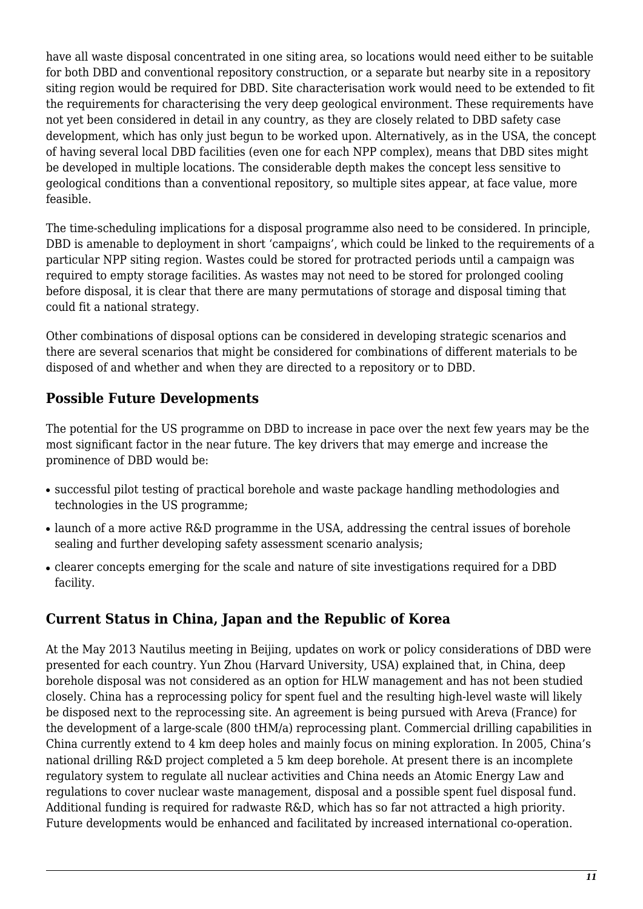have all waste disposal concentrated in one siting area, so locations would need either to be suitable for both DBD and conventional repository construction, or a separate but nearby site in a repository siting region would be required for DBD. Site characterisation work would need to be extended to fit the requirements for characterising the very deep geological environment. These requirements have not yet been considered in detail in any country, as they are closely related to DBD safety case development, which has only just begun to be worked upon. Alternatively, as in the USA, the concept of having several local DBD facilities (even one for each NPP complex), means that DBD sites might be developed in multiple locations. The considerable depth makes the concept less sensitive to geological conditions than a conventional repository, so multiple sites appear, at face value, more feasible.

The time-scheduling implications for a disposal programme also need to be considered. In principle, DBD is amenable to deployment in short 'campaigns', which could be linked to the requirements of a particular NPP siting region. Wastes could be stored for protracted periods until a campaign was required to empty storage facilities. As wastes may not need to be stored for prolonged cooling before disposal, it is clear that there are many permutations of storage and disposal timing that could fit a national strategy.

Other combinations of disposal options can be considered in developing strategic scenarios and there are several scenarios that might be considered for combinations of different materials to be disposed of and whether and when they are directed to a repository or to DBD.

## Possible Future Developments

The potential for the US programme on DBD to increase in pace over the next few years may be the most significant factor in the near future. The key drivers that may emerge and increase the prominence of DBD would be:

- successful pilot testing of practical borehole and waste package handling methodologies and technologies in the US programme;
- launch of a more active R&D programme in the USA, addressing the central issues of borehole sealing and further developing safety assessment scenario analysis;
- clearer concepts emerging for the scale and nature of site investigations required for a DBD facility.

## Current Status in China, Japan and the Republic of Korea

At the May 2013 Nautilus meeting in Beijing, updates on work or policy considerations of DBD were presented for each country. Yun Zhou (Harvard University, USA) explained that, in China, deep borehole disposal was not considered as an option for HLW management and has not been studied closely. China has a reprocessing policy for spent fuel and the resulting high-level waste will likely be disposed next to the reprocessing site. An agreement is being pursued with Areva (France) for the development of a large-scale (800 tHM/a) reprocessing plant. Commercial drilling capabilities in China currently extend to 4 km deep holes and mainly focus on mining exploration. In 2005, China's national drilling R&D project completed a 5 km deep borehole. At present there is an incomplete regulatory system to regulate all nuclear activities and China needs an Atomic Energy Law and regulations to cover nuclear waste management, disposal and a possible spent fuel disposal fund. Additional funding is required for radwaste R&D, which has so far not attracted a high priority. Future developments would be enhanced and facilitated by increased international co-operation.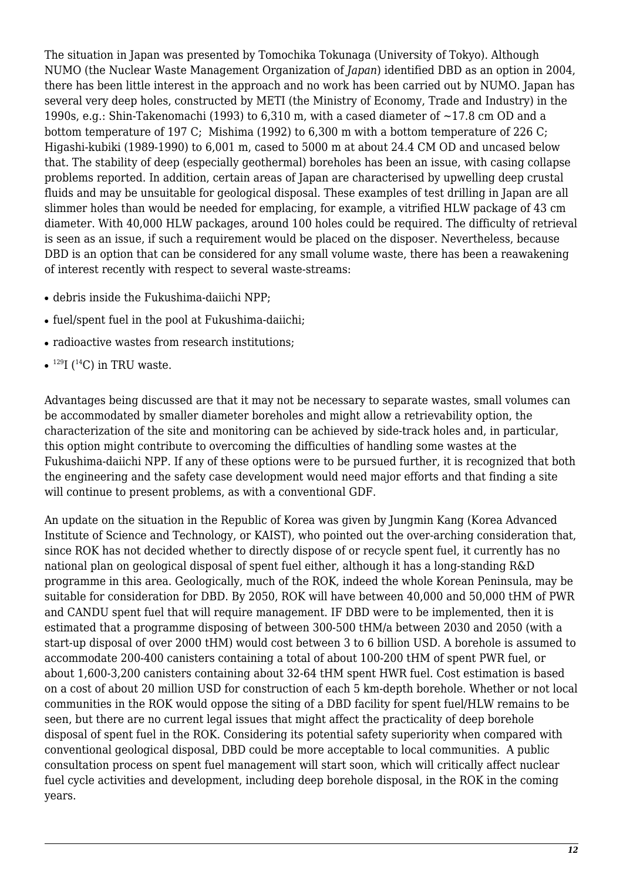The situation in Japan was presented by Tomochika Tokunaga (University of Tokyo). Although NUMO (the Nuclear Waste Management Organization of *Japan*) identified DBD as an option in 2004, there has been little interest in the approach and no work has been carried out by NUMO. Japan has several very deep holes, constructed by METI (the Ministry of Economy, Trade and Industry) in the 1990s, e.g.: Shin-Takenomachi (1993) to 6,310 m, with a cased diameter of ~17.8 cm OD and a bottom temperature of 197 C; Mishima (1992) to 6,300 m with a bottom temperature of 226 C; Higashi-kubiki (1989-1990) to 6,001 m, cased to 5000 m at about 24.4 CM OD and uncased below that. The stability of deep (especially geothermal) boreholes has been an issue, with casing collapse problems reported. In addition, certain areas of Japan are characterised by upwelling deep crustal fluids and may be unsuitable for geological disposal. These examples of test drilling in Japan are all slimmer holes than would be needed for emplacing, for example, a vitrified HLW package of 43 cm diameter. With 40,000 HLW packages, around 100 holes could be required. The difficulty of retrieval is seen as an issue, if such a requirement would be placed on the disposer. Nevertheless, because DBD is an option that can be considered for any small volume waste, there has been a reawakening of interest recently with respect to several waste-streams:

- debris inside the Fukushima-daiichi NPP;
- fuel/spent fuel in the pool at Fukushima-daiichi;
- radioactive wastes from research institutions;
- $^{129}I$ ($^{14}C$) in TRU waste.

Advantages being discussed are that it may not be necessary to separate wastes, small volumes can be accommodated by smaller diameter boreholes and might allow a retrievability option, the characterization of the site and monitoring can be achieved by side-track holes and, in particular, this option might contribute to overcoming the difficulties of handling some wastes at the Fukushima-daiichi NPP. If any of these options were to be pursued further, it is recognized that both the engineering and the safety case development would need major efforts and that finding a site will continue to present problems, as with a conventional GDF.

An update on the situation in the Republic of Korea was given by Jungmin Kang (Korea Advanced Institute of Science and Technology, or KAIST), who pointed out the over-arching consideration that, since ROK has not decided whether to directly dispose of or recycle spent fuel, it currently has no national plan on geological disposal of spent fuel either, although it has a long-standing R&D programme in this area. Geologically, much of the ROK, indeed the whole Korean Peninsula, may be suitable for consideration for DBD. By 2050, ROK will have between 40,000 and 50,000 tHM of PWR and CANDU spent fuel that will require management. IF DBD were to be implemented, then it is estimated that a programme disposing of between 300-500 tHM/a between 2030 and 2050 (with a start-up disposal of over 2000 tHM) would cost between 3 to 6 billion USD. A borehole is assumed to accommodate 200-400 canisters containing a total of about 100-200 tHM of spent PWR fuel, or about 1,600-3,200 canisters containing about 32-64 tHM spent HWR fuel. Cost estimation is based on a cost of about 20 million USD for construction of each 5 km-depth borehole. Whether or not local communities in the ROK would oppose the siting of a DBD facility for spent fuel/HLW remains to be seen, but there are no current legal issues that might affect the practicality of deep borehole disposal of spent fuel in the ROK. Considering its potential safety superiority when compared with conventional geological disposal, DBD could be more acceptable to local communities. A public consultation process on spent fuel management will start soon, which will critically affect nuclear fuel cycle activities and development, including deep borehole disposal, in the ROK in the coming years.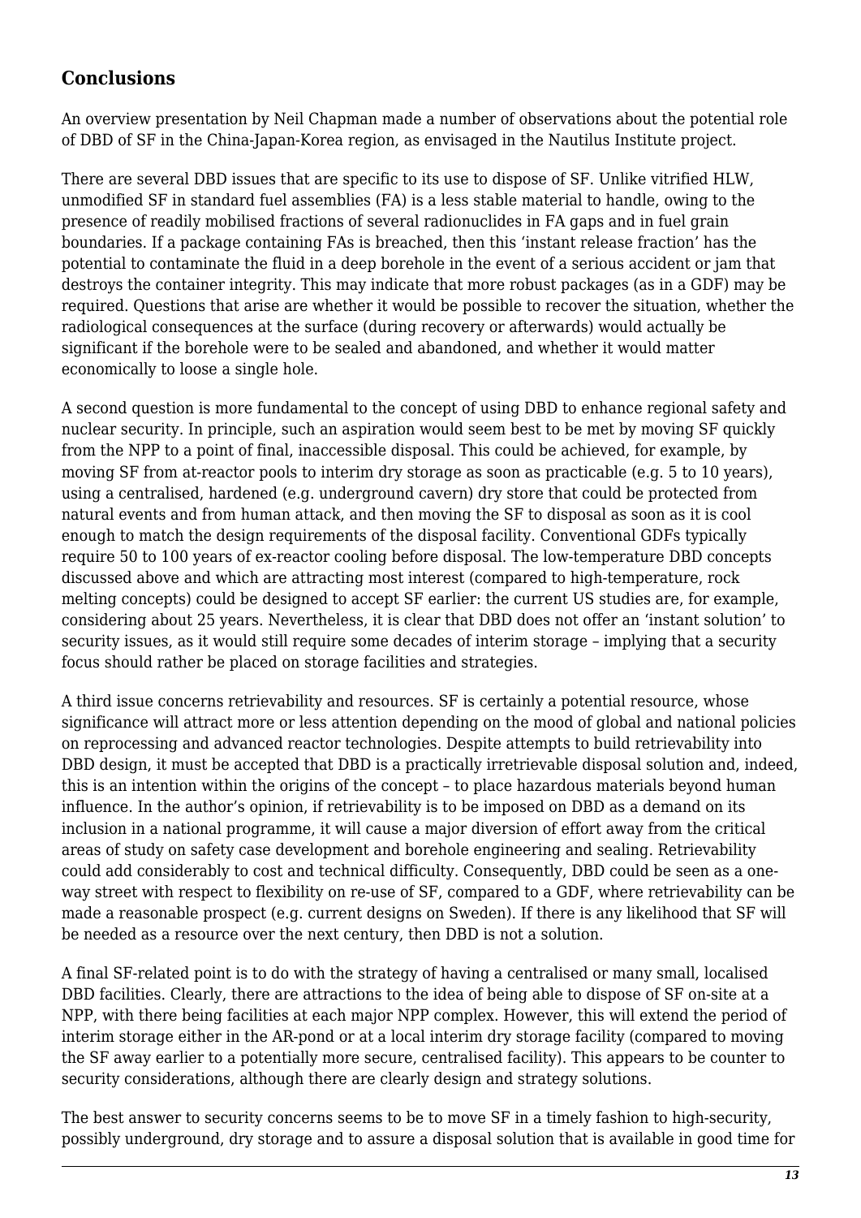## Conclusions

An overview presentation by Neil Chapman made a number of observations about the potential role of DBD of SF in the China-Japan-Korea region, as envisaged in the Nautilus Institute project.

There are several DBD issues that are specific to its use to dispose of SF. Unlike vitrified HLW, unmodified SF in standard fuel assemblies (FA) is a less stable material to handle, owing to the presence of readily mobilised fractions of several radionuclides in FA gaps and in fuel grain boundaries. If a package containing FAs is breached, then this 'instant release fraction' has the potential to contaminate the fluid in a deep borehole in the event of a serious accident or jam that destroys the container integrity. This may indicate that more robust packages (as in a GDF) may be required. Questions that arise are whether it would be possible to recover the situation, whether the radiological consequences at the surface (during recovery or afterwards) would actually be significant if the borehole were to be sealed and abandoned, and whether it would matter economically to loose a single hole.

A second question is more fundamental to the concept of using DBD to enhance regional safety and nuclear security. In principle, such an aspiration would seem best to be met by moving SF quickly from the NPP to a point of final, inaccessible disposal. This could be achieved, for example, by moving SF from at-reactor pools to interim dry storage as soon as practicable (e.g. 5 to 10 years), using a centralised, hardened (e.g. underground cavern) dry store that could be protected from natural events and from human attack, and then moving the SF to disposal as soon as it is cool enough to match the design requirements of the disposal facility. Conventional GDFs typically require 50 to 100 years of ex-reactor cooling before disposal. The low-temperature DBD concepts discussed above and which are attracting most interest (compared to high-temperature, rock melting concepts) could be designed to accept SF earlier: the current US studies are, for example, considering about 25 years. Nevertheless, it is clear that DBD does not offer an 'instant solution' to security issues, as it would still require some decades of interim storage – implying that a security focus should rather be placed on storage facilities and strategies.

A third issue concerns retrievability and resources. SF is certainly a potential resource, whose significance will attract more or less attention depending on the mood of global and national policies on reprocessing and advanced reactor technologies. Despite attempts to build retrievability into DBD design, it must be accepted that DBD is a practically irretrievable disposal solution and, indeed, this is an intention within the origins of the concept – to place hazardous materials beyond human influence. In the author's opinion, if retrievability is to be imposed on DBD as a demand on its inclusion in a national programme, it will cause a major diversion of effort away from the critical areas of study on safety case development and borehole engineering and sealing. Retrievability could add considerably to cost and technical difficulty. Consequently, DBD could be seen as a one-way street with respect to flexibility on re-use of SF, compared to a GDF, where retrievability can be made a reasonable prospect (e.g. current designs on Sweden). If there is any likelihood that SF will be needed as a resource over the next century, then DBD is not a solution.

A final SF-related point is to do with the strategy of having a centralised or many small, localised DBD facilities. Clearly, there are attractions to the idea of being able to dispose of SF on-site at a NPP, with there being facilities at each major NPP complex. However, this will extend the period of interim storage either in the AR-pond or at a local interim dry storage facility (compared to moving the SF away earlier to a potentially more secure, centralised facility). This appears to be counter to security considerations, although there are clearly design and strategy solutions.

The best answer to security concerns seems to be to move SF in a timely fashion to high-security, possibly underground, dry storage and to assure a disposal solution that is available in good time for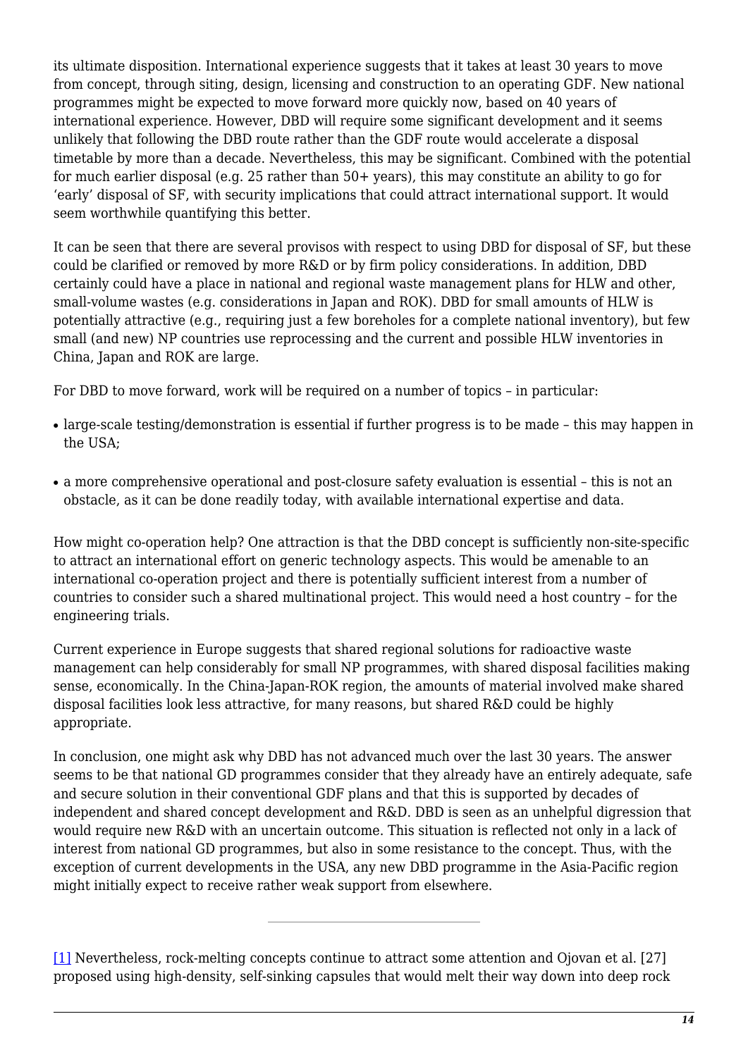its ultimate disposition. International experience suggests that it takes at least 30 years to move from concept, through siting, design, licensing and construction to an operating GDF. New national programmes might be expected to move forward more quickly now, based on 40 years of international experience. However, DBD will require some significant development and it seems unlikely that following the DBD route rather than the GDF route would accelerate a disposal timetable by more than a decade. Nevertheless, this may be significant. Combined with the potential for much earlier disposal (e.g. 25 rather than 50+ years), this may constitute an ability to go for 'early' disposal of SF, with security implications that could attract international support. It would seem worthwhile quantifying this better.

It can be seen that there are several provisos with respect to using DBD for disposal of SF, but these could be clarified or removed by more R&D or by firm policy considerations. In addition, DBD certainly could have a place in national and regional waste management plans for HLW and other, small-volume wastes (e.g. considerations in Japan and ROK). DBD for small amounts of HLW is potentially attractive (e.g., requiring just a few boreholes for a complete national inventory), but few small (and new) NP countries use reprocessing and the current and possible HLW inventories in China, Japan and ROK are large.

For DBD to move forward, work will be required on a number of topics – in particular:

- large-scale testing/demonstration is essential if further progress is to be made – this may happen in the USA;
- a more comprehensive operational and post-closure safety evaluation is essential – this is not an obstacle, as it can be done readily today, with available international expertise and data.

How might co-operation help? One attraction is that the DBD concept is sufficiently non-site-specific to attract an international effort on generic technology aspects. This would be amenable to an international co-operation project and there is potentially sufficient interest from a number of countries to consider such a shared multinational project. This would need a host country – for the engineering trials.

Current experience in Europe suggests that shared regional solutions for radioactive waste management can help considerably for small NP programmes, with shared disposal facilities making sense, economically. In the China-Japan-ROK region, the amounts of material involved make shared disposal facilities look less attractive, for many reasons, but shared R&D could be highly appropriate.

In conclusion, one might ask why DBD has not advanced much over the last 30 years. The answer seems to be that national GD programmes consider that they already have an entirely adequate, safe and secure solution in their conventional GDF plans and that this is supported by decades of independent and shared concept development and R&D. DBD is seen as an unhelpful digression that would require new R&D with an uncertain outcome. This situation is reflected not only in a lack of interest from national GD programmes, but also in some resistance to the concept. Thus, with the exception of current developments in the USA, any new DBD programme in the Asia-Pacific region might initially expect to receive rather weak support from elsewhere.

---

[1] Nevertheless, rock-melting concepts continue to attract some attention and Ojovan et al. [27] proposed using high-density, self-sinking capsules that would melt their way down into deep rock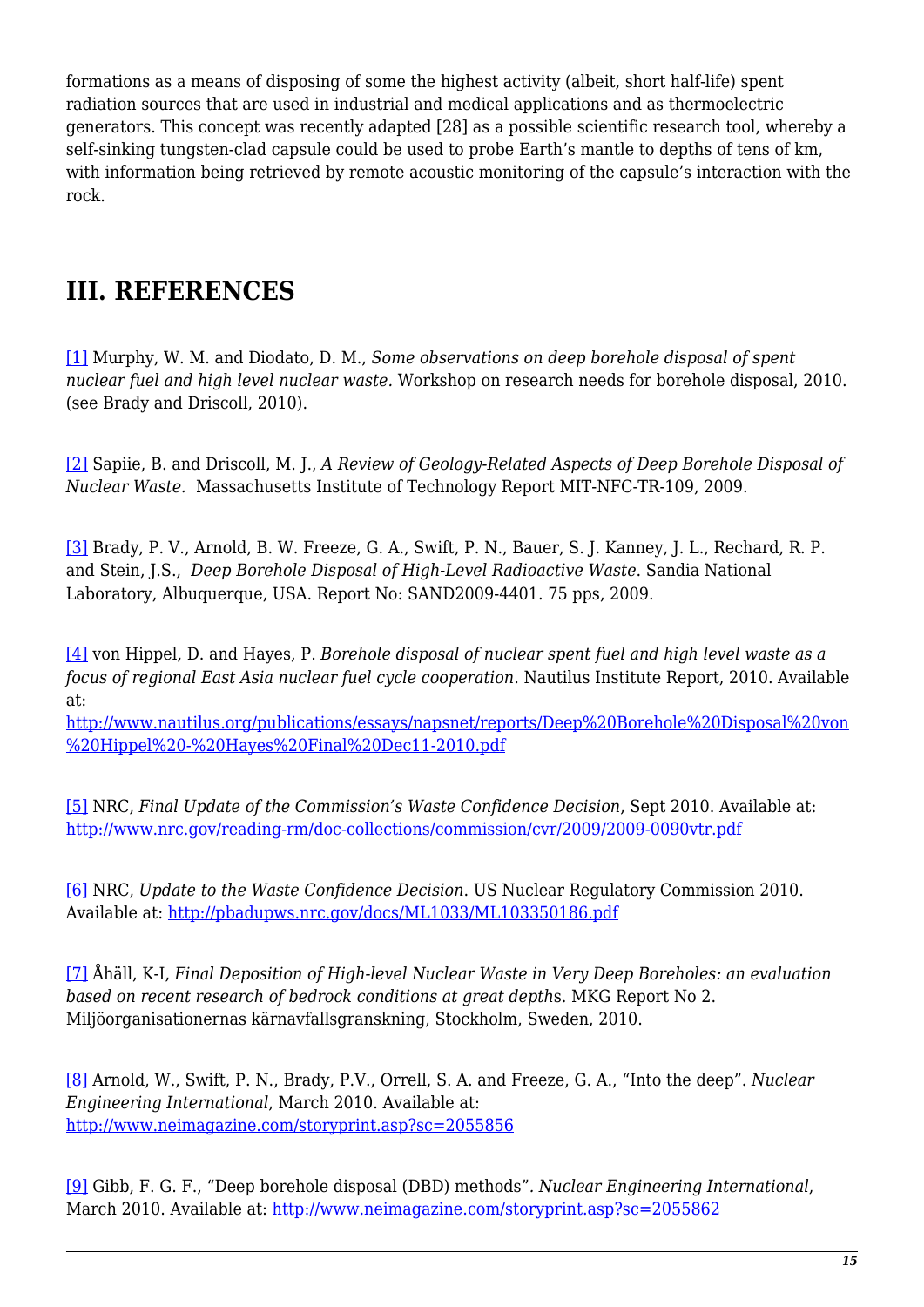formations as a means of disposing of some the highest activity (albeit, short half-life) spent radiation sources that are used in industrial and medical applications and as thermoelectric generators. This concept was recently adapted [28] as a possible scientific research tool, whereby a self-sinking tungsten-clad capsule could be used to probe Earth's mantle to depths of tens of km, with information being retrieved by remote acoustic monitoring of the capsule's interaction with the rock.

---

## III. REFERENCES

[1] Murphy, W. M. and Diodato, D. M., *Some observations on deep borehole disposal of spent nuclear fuel and high level nuclear waste.* Workshop on research needs for borehole disposal, 2010. (see Brady and Driscoll, 2010).

[2] Sapiie, B. and Driscoll, M. J., *A Review of Geology-Related Aspects of Deep Borehole Disposal of Nuclear Waste.* Massachusetts Institute of Technology Report MIT-NFC-TR-109, 2009.

[3] Brady, P. V., Arnold, B. W. Freeze, G. A., Swift, P. N., Bauer, S. J. Kanney, J. L., Rechard, R. P. and Stein, J.S., *Deep Borehole Disposal of High-Level Radioactive Waste*. Sandia National Laboratory, Albuquerque, USA. Report No: SAND2009-4401. 75 pps, 2009.

[4] von Hippel, D. and Hayes, P. *Borehole disposal of nuclear spent fuel and high level waste as a focus of regional East Asia nuclear fuel cycle cooperation*. Nautilus Institute Report, 2010. Available at: http://www.nautilus.org/publications/essays/napsnet/reports/Deep%20Borehole%20Disposal%20von%20Hippel%20-%20Hayes%20Final%20Dec11-2010.pdf

[5] NRC, *Final Update of the Commission's Waste Confidence Decision*, Sept 2010. Available at: http://www.nrc.gov/reading-rm/doc-collections/commission/cvr/2009/2009-0090vtr.pdf

[6] NRC, *Update to the Waste Confidence Decision*. US Nuclear Regulatory Commission 2010. Available at: http://pbadupws.nrc.gov/docs/ML1033/ML103350186.pdf

[7] Åhäll, K-I, *Final Deposition of High-level Nuclear Waste in Very Deep Boreholes: an evaluation based on recent research of bedrock conditions at great depth*s. MKG Report No 2. Miljöorganisationernas kärnavfallsgranskning, Stockholm, Sweden, 2010.

[8] Arnold, W., Swift, P. N., Brady, P.V., Orrell, S. A. and Freeze, G. A., "Into the deep". *Nuclear Engineering International*, March 2010. Available at: http://www.neimagazine.com/storyprint.asp?sc=2055856

[9] Gibb, F. G. F., "Deep borehole disposal (DBD) methods". *Nuclear Engineering International*, March 2010. Available at: http://www.neimagazine.com/storyprint.asp?sc=2055862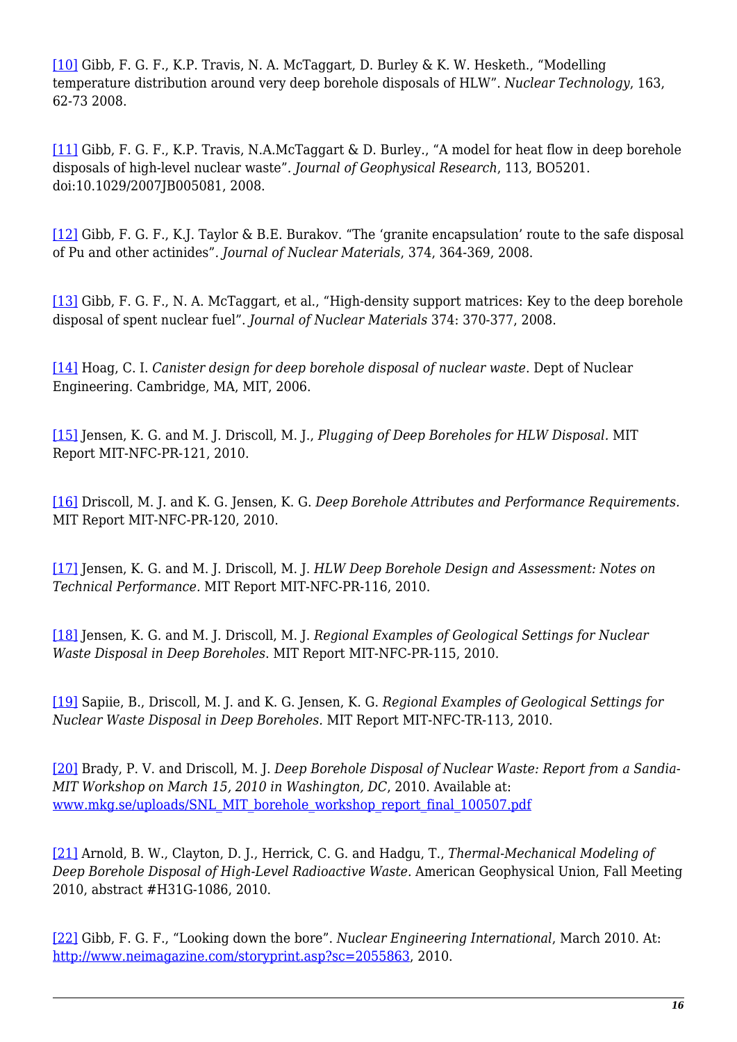[10] Gibb, F. G. F., K.P. Travis, N. A. McTaggart, D. Burley & K. W. Hesketh., "Modelling temperature distribution around very deep borehole disposals of HLW". *Nuclear Technology*, 163, 62-73 2008.

[11] Gibb, F. G. F., K.P. Travis, N.A.McTaggart & D. Burley., "A model for heat flow in deep borehole disposals of high-level nuclear waste". *Journal of Geophysical Research*, 113, BO5201. doi:10.1029/2007JB005081, 2008.

[12] Gibb, F. G. F., K.J. Taylor & B.E. Burakov. "The 'granite encapsulation' route to the safe disposal of Pu and other actinides". *Journal of Nuclear Materials*, 374, 364-369, 2008.

[13] Gibb, F. G. F., N. A. McTaggart, et al., "High-density support matrices: Key to the deep borehole disposal of spent nuclear fuel". *Journal of Nuclear Materials* 374: 370-377, 2008.

[14] Hoag, C. I. *Canister design for deep borehole disposal of nuclear waste*. Dept of Nuclear Engineering. Cambridge, MA, MIT, 2006.

[15] Jensen, K. G. and M. J. Driscoll, M. J., *Plugging of Deep Boreholes for HLW Disposal*. MIT Report MIT-NFC-PR-121, 2010.

[16] Driscoll, M. J. and K. G. Jensen, K. G. *Deep Borehole Attributes and Performance Requirements*. MIT Report MIT-NFC-PR-120, 2010.

[17] Jensen, K. G. and M. J. Driscoll, M. J. *HLW Deep Borehole Design and Assessment: Notes on Technical Performance*. MIT Report MIT-NFC-PR-116, 2010.

[18] Jensen, K. G. and M. J. Driscoll, M. J. *Regional Examples of Geological Settings for Nuclear Waste Disposal in Deep Boreholes*. MIT Report MIT-NFC-PR-115, 2010.

[19] Sapiie, B., Driscoll, M. J. and K. G. Jensen, K. G. *Regional Examples of Geological Settings for Nuclear Waste Disposal in Deep Boreholes*. MIT Report MIT-NFC-TR-113, 2010.

[20] Brady, P. V. and Driscoll, M. J. *Deep Borehole Disposal of Nuclear Waste: Report from a Sandia-MIT Workshop on March 15, 2010 in Washington, DC*, 2010. Available at: www.mkg.se/uploads/SNL_MIT_borehole_workshop_report_final_100507.pdf

[21] Arnold, B. W., Clayton, D. J., Herrick, C. G. and Hadgu, T., *Thermal-Mechanical Modeling of Deep Borehole Disposal of High-Level Radioactive Waste*. American Geophysical Union, Fall Meeting 2010, abstract #H31G-1086, 2010.

[22] Gibb, F. G. F., "Looking down the bore". *Nuclear Engineering International*, March 2010. At: http://www.neimagazine.com/storyprint.asp?sc=2055863, 2010.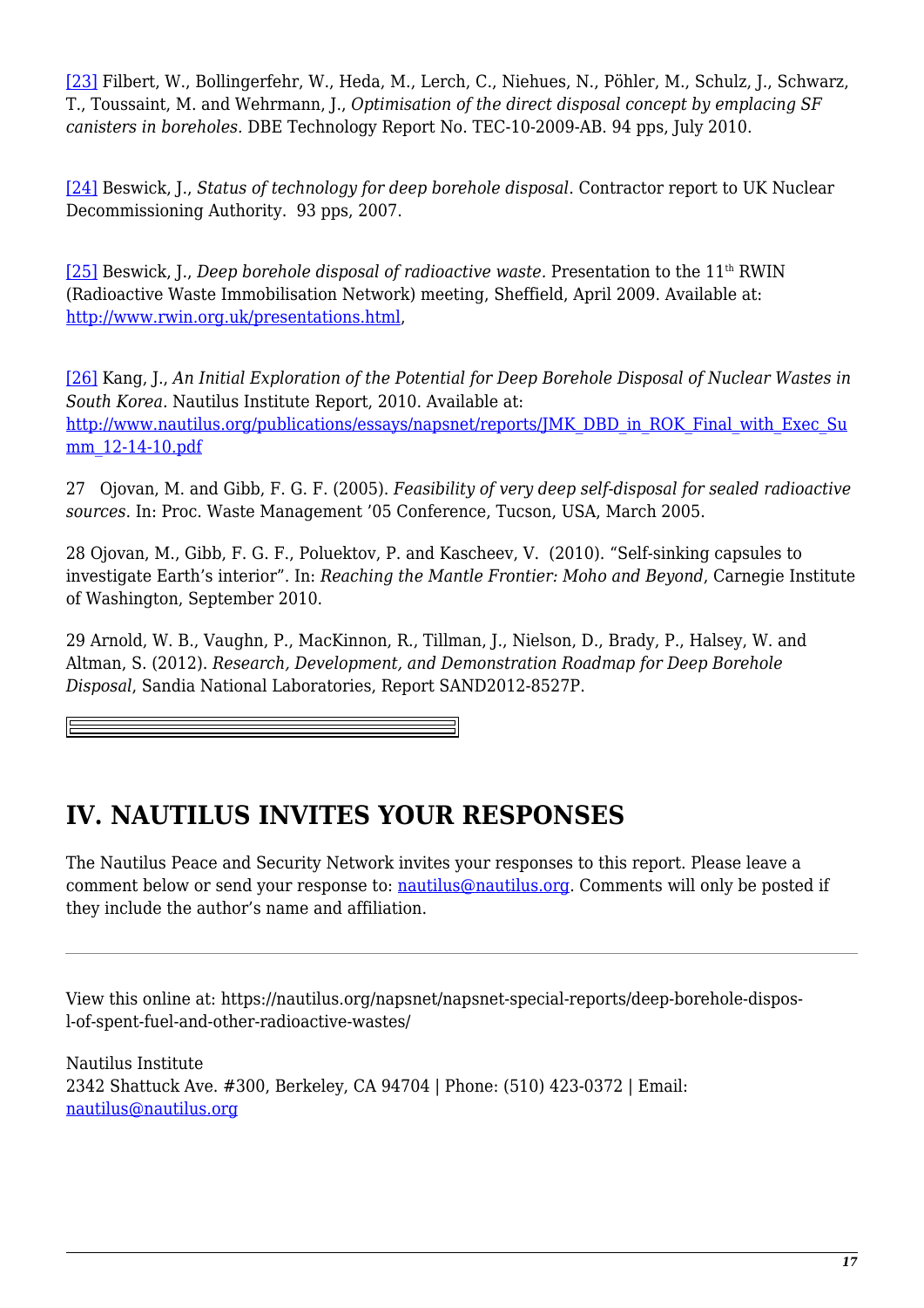[23] Filbert, W., Bollingerfehr, W., Heda, M., Lerch, C., Niehues, N., Pöhler, M., Schulz, J., Schwarz, T., Toussaint, M. and Wehrmann, J., *Optimisation of the direct disposal concept by emplacing SF canisters in boreholes*. DBE Technology Report No. TEC-10-2009-AB. 94 pps, July 2010.

[24] Beswick, J., *Status of technology for deep borehole disposal*. Contractor report to UK Nuclear Decommissioning Authority.  93 pps, 2007.

[25] Beswick, J., *Deep borehole disposal of radioactive waste*. Presentation to the 11th RWIN (Radioactive Waste Immobilisation Network) meeting, Sheffield, April 2009. Available at: http://www.rwin.org.uk/presentations.html,

[26] Kang, J., *An Initial Exploration of the Potential for Deep Borehole Disposal of Nuclear Wastes in South Korea*. Nautilus Institute Report, 2010. Available at: http://www.nautilus.org/publications/essays/napsnet/reports/JMK_DBD_in_ROK_Final_with_Exec_Summ_12-14-10.pdf

27   Ojovan, M. and Gibb, F. G. F. (2005). *Feasibility of very deep self-disposal for sealed radioactive sources*. In: Proc. Waste Management '05 Conference, Tucson, USA, March 2005.

28 Ojovan, M., Gibb, F. G. F., Poluektov, P. and Kascheev, V.  (2010). "Self-sinking capsules to investigate Earth's interior". In: *Reaching the Mantle Frontier: Moho and Beyond*, Carnegie Institute of Washington, September 2010.

29 Arnold, W. B., Vaughn, P., MacKinnon, R., Tillman, J., Nielson, D., Brady, P., Halsey, W. and Altman, S. (2012). *Research, Development, and Demonstration Roadmap for Deep Borehole Disposal*, Sandia National Laboratories, Report SAND2012-8527P.

# IV. NAUTILUS INVITES YOUR RESPONSES

The Nautilus Peace and Security Network invites your responses to this report. Please leave a comment below or send your response to: nautilus@nautilus.org. Comments will only be posted if they include the author's name and affiliation.

---

View this online at: https://nautilus.org/napsnet/napsnet-special-reports/deep-borehole-disposl-of-spent-fuel-and-other-radioactive-wastes/

Nautilus Institute
2342 Shattuck Ave. #300, Berkeley, CA 94704 | Phone: (510) 423-0372 | Email: nautilus@nautilus.org